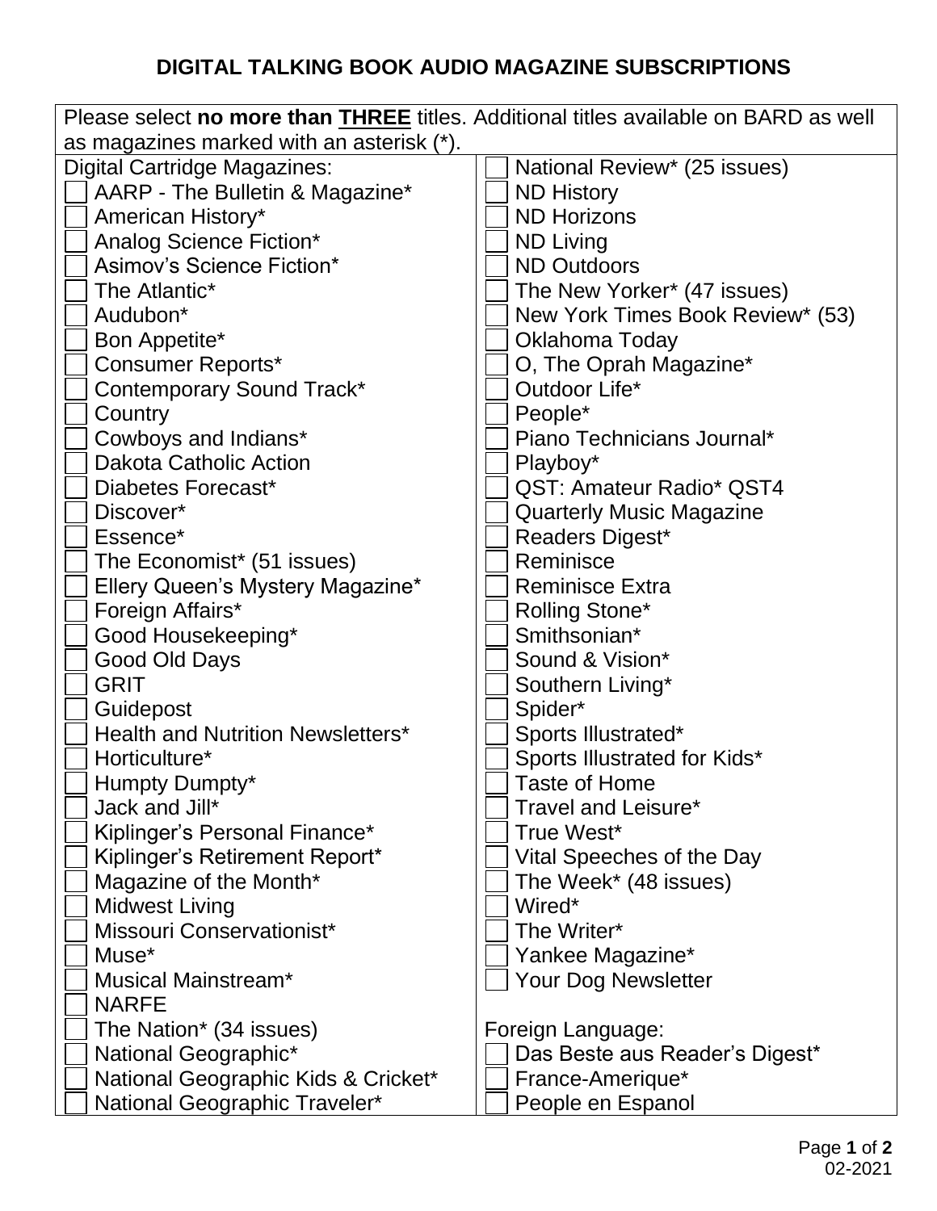# DIGITAL TALKING BOOK AUDIO MAGAZINE SUBSCRIPTIONS

Please select **no more than <u>THREE</u>** titles. Additional titles available on BARD as well as magazines marked with an asterisk (*).

Digital Cartridge Magazines:

- [ ] AARP - The Bulletin & Magazine*
- [ ] American History*
- [ ] Analog Science Fiction*
- [ ] Asimov's Science Fiction*
- [ ] The Atlantic*
- [ ] Audubon*
- [ ] Bon Appetite*
- [ ] Consumer Reports*
- [ ] Contemporary Sound Track*
- [ ] Country
- [ ] Cowboys and Indians*
- [ ] Dakota Catholic Action
- [ ] Diabetes Forecast*
- [ ] Discover*
- [ ] Essence*
- [ ] The Economist* (51 issues)
- [ ] Ellery Queen's Mystery Magazine*
- [ ] Foreign Affairs*
- [ ] Good Housekeeping*
- [ ] Good Old Days
- [ ] GRIT
- [ ] Guidepost
- [ ] Health and Nutrition Newsletters*
- [ ] Horticulture*
- [ ] Humpty Dumpty*
- [ ] Jack and Jill*
- [ ] Kiplinger's Personal Finance*
- [ ] Kiplinger's Retirement Report*
- [ ] Magazine of the Month*
- [ ] Midwest Living
- [ ] Missouri Conservationist*
- [ ] Muse*
- [ ] Musical Mainstream*
- [ ] NARFE
- [ ] The Nation* (34 issues)
- [ ] National Geographic*
- [ ] National Geographic Kids & Cricket*
- [ ] National Geographic Traveler*
- [ ] National Review* (25 issues)
- [ ] ND History
- [ ] ND Horizons
- [ ] ND Living
- [ ] ND Outdoors
- [ ] The New Yorker* (47 issues)
- [ ] New York Times Book Review* (53)
- [ ] Oklahoma Today
- [ ] O, The Oprah Magazine*
- [ ] Outdoor Life*
- [ ] People*
- [ ] Piano Technicians Journal*
- [ ] Playboy*
- [ ] QST: Amateur Radio* QST4
- [ ] Quarterly Music Magazine
- [ ] Readers Digest*
- [ ] Reminisce
- [ ] Reminisce Extra
- [ ] Rolling Stone*
- [ ] Smithsonian*
- [ ] Sound & Vision*
- [ ] Southern Living*
- [ ] Spider*
- [ ] Sports Illustrated*
- [ ] Sports Illustrated for Kids*
- [ ] Taste of Home
- [ ] Travel and Leisure*
- [ ] True West*
- [ ] Vital Speeches of the Day
- [ ] The Week* (48 issues)
- [ ] Wired*
- [ ] The Writer*
- [ ] Yankee Magazine*
- [ ] Your Dog Newsletter

Foreign Language:

- [ ] Das Beste aus Reader's Digest*
- [ ] France-Amerique*
- [ ] People en Espanol

02-2021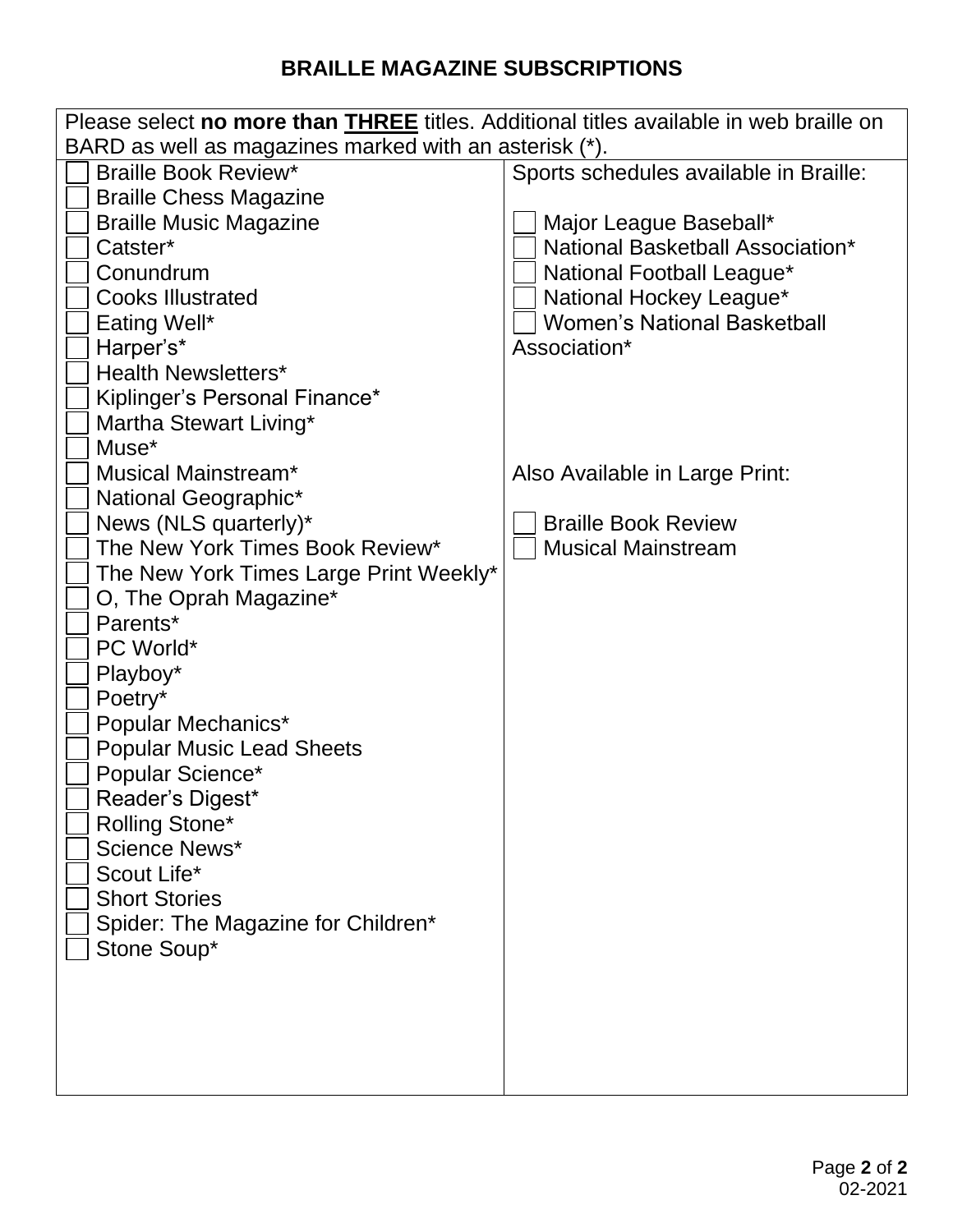# BRAILLE MAGAZINE SUBSCRIPTIONS

Please select **no more than <u>THREE</u>** titles. Additional titles available in web braille on BARD as well as magazines marked with an asterisk (*).

- ☐ Braille Book Review*
- ☐ Braille Chess Magazine
- ☐ Braille Music Magazine
- ☐ Catster*
- ☐ Conundrum
- ☐ Cooks Illustrated
- ☐ Eating Well*
- ☐ Harper's*
- ☐ Health Newsletters*
- ☐ Kiplinger's Personal Finance*
- ☐ Martha Stewart Living*
- ☐ Muse*
- ☐ Musical Mainstream*
- ☐ National Geographic*
- ☐ News (NLS quarterly)*
- ☐ The New York Times Book Review*
- ☐ The New York Times Large Print Weekly*
- ☐ O, The Oprah Magazine*
- ☐ Parents*
- ☐ PC World*
- ☐ Playboy*
- ☐ Poetry*
- ☐ Popular Mechanics*
- ☐ Popular Music Lead Sheets
- ☐ Popular Science*
- ☐ Reader's Digest*
- ☐ Rolling Stone*
- ☐ Science News*
- ☐ Scout Life*
- ☐ Short Stories
- ☐ Spider: The Magazine for Children*
- ☐ Stone Soup*

Sports schedules available in Braille:

- ☐ Major League Baseball*
- ☐ National Basketball Association*
- ☐ National Football League*
- ☐ National Hockey League*
- ☐ Women's National Basketball Association*

Also Available in Large Print:

- ☐ Braille Book Review
- ☐ Musical Mainstream

02-2021